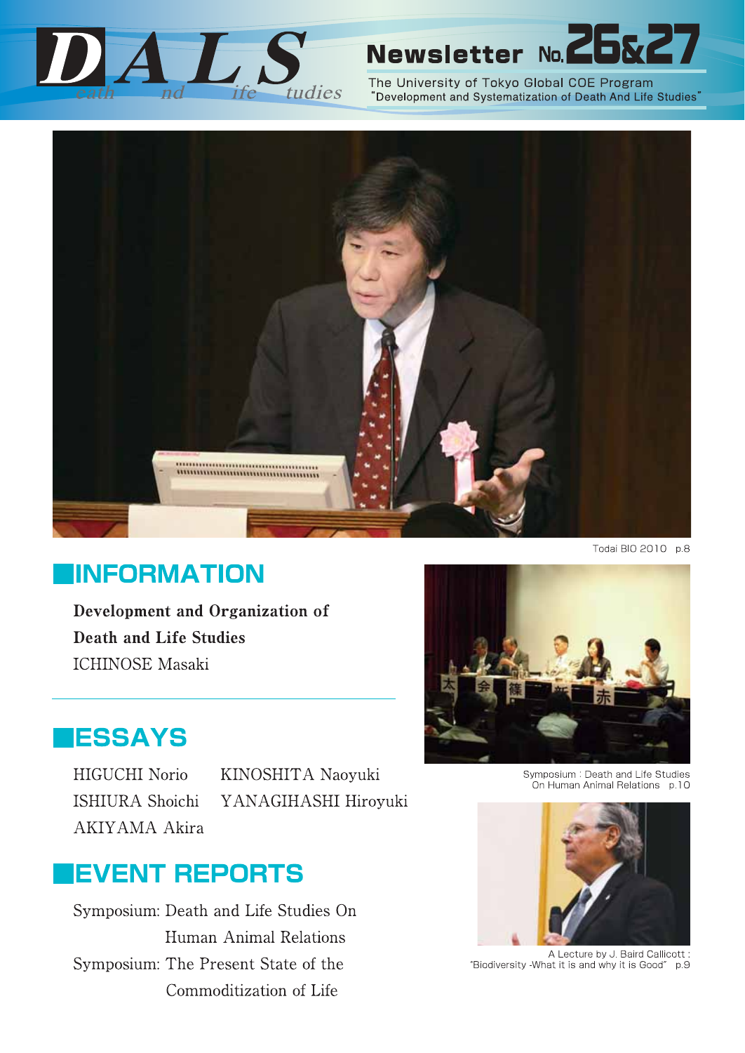# DALS

*Death And Life Studies*

## Newsletter No. 26&27

The University of Tokyo Global COE Program
"Development and Systematization of Death And Life Studies"

Todai BIO 2010 p.8

## INFORMATION

**Development and Organization of Death and Life Studies**
ICHINOSE Masaki

## ESSAYS

HIGUCHI Norio
ISHIURA Shoichi
AKIYAMA Akira
KINOSHITA Naoyuki
YANAGIHASHI Hiroyuki

## EVENT REPORTS

Symposium: Death and Life Studies On Human Animal Relations
Symposium: The Present State of the Commoditization of Life

Symposium : Death and Life Studies On Human Animal Relations p.10

A Lecture by J. Baird Callicott : "Biodiversity -What it is and why it is Good" p.9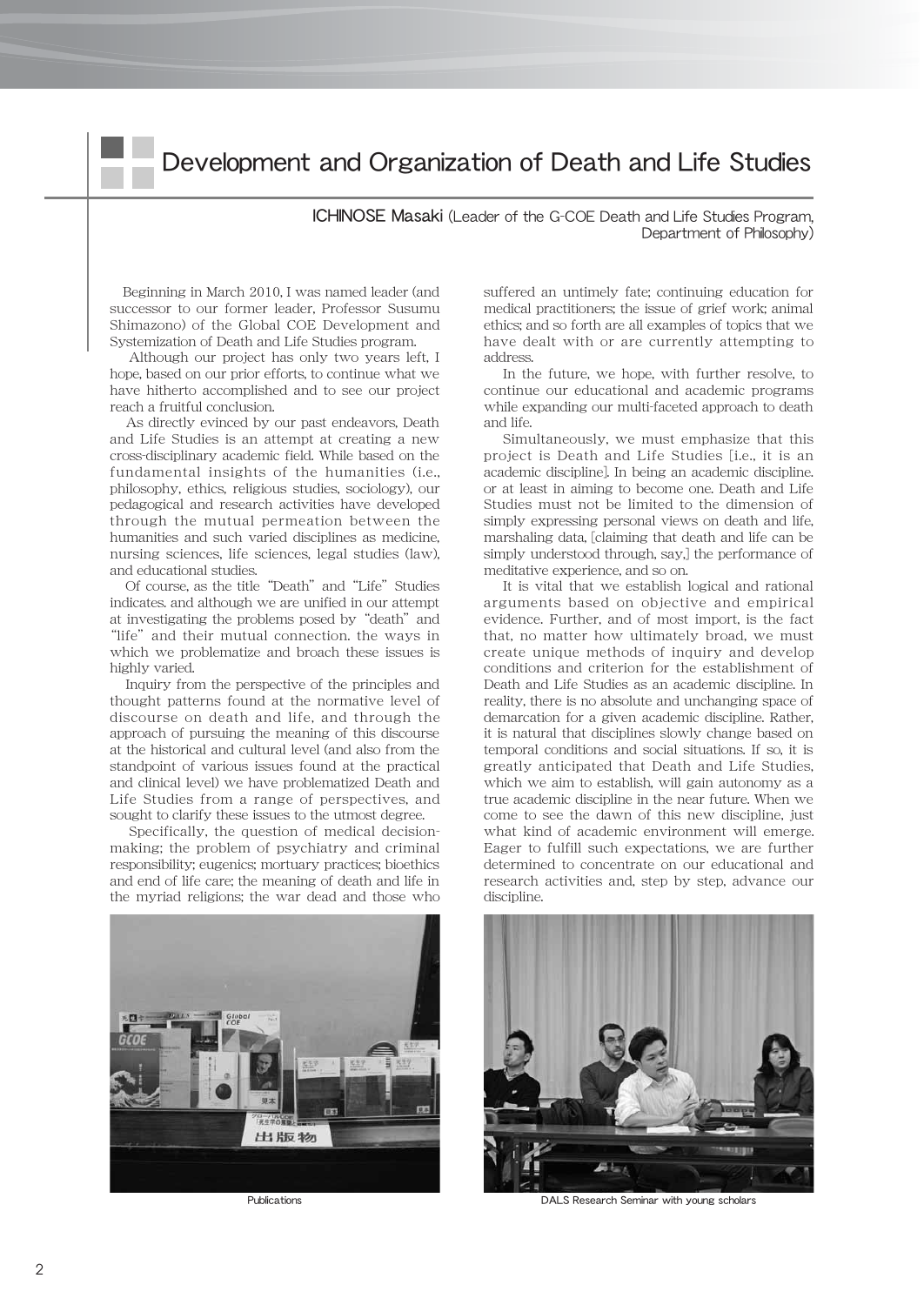# Development and Organization of Death and Life Studies

**ICHINOSE Masaki** (Leader of the G-COE Death and Life Studies Program, Department of Philosophy)

Beginning in March 2010, I was named leader (and successor to our former leader, Professor Susumu Shimazono) of the Global COE Development and Systemization of Death and Life Studies program.

Although our project has only two years left, I hope, based on our prior efforts, to continue what we have hitherto accomplished and to see our project reach a fruitful conclusion.

As directly evinced by our past endeavors, Death and Life Studies is an attempt at creating a new cross-disciplinary academic field. While based on the fundamental insights of the humanities (i.e., philosophy, ethics, religious studies, sociology), our pedagogical and research activities have developed through the mutual permeation between the humanities and such varied disciplines as medicine, nursing sciences, life sciences, legal studies (law), and educational studies.

Of course, as the title "Death" and "Life" Studies indicates. and although we are unified in our attempt at investigating the problems posed by "death" and "life" and their mutual connection. the ways in which we problematize and broach these issues is highly varied.

Inquiry from the perspective of the principles and thought patterns found at the normative level of discourse on death and life, and through the approach of pursuing the meaning of this discourse at the historical and cultural level (and also from the standpoint of various issues found at the practical and clinical level) we have problematized Death and Life Studies from a range of perspectives, and sought to clarify these issues to the utmost degree.

Specifically, the question of medical decision-making; the problem of psychiatry and criminal responsibility; eugenics; mortuary practices; bioethics and end of life care; the meaning of death and life in the myriad religions; the war dead and those who suffered an untimely fate; continuing education for medical practitioners; the issue of grief work; animal ethics; and so forth are all examples of topics that we have dealt with or are currently attempting to address.

In the future, we hope, with further resolve, to continue our educational and academic programs while expanding our multi-faceted approach to death and life.

Simultaneously, we must emphasize that this project is Death and Life Studies [i.e., it is an academic discipline]. In being an academic discipline. or at least in aiming to become one. Death and Life Studies must not be limited to the dimension of simply expressing personal views on death and life, marshaling data, [claiming that death and life can be simply understood through, say,] the performance of meditative experience, and so on.

It is vital that we establish logical and rational arguments based on objective and empirical evidence. Further, and of most import, is the fact that, no matter how ultimately broad, we must create unique methods of inquiry and develop conditions and criterion for the establishment of Death and Life Studies as an academic discipline. In reality, there is no absolute and unchanging space of demarcation for a given academic discipline. Rather, it is natural that disciplines slowly change based on temporal conditions and social situations. If so, it is greatly anticipated that Death and Life Studies, which we aim to establish, will gain autonomy as a true academic discipline in the near future. When we come to see the dawn of this new discipline, just what kind of academic environment will emerge. Eager to fulfill such expectations, we are further determined to concentrate on our educational and research activities and, step by step, advance our discipline.

Publications

DALS Research Seminar with young scholars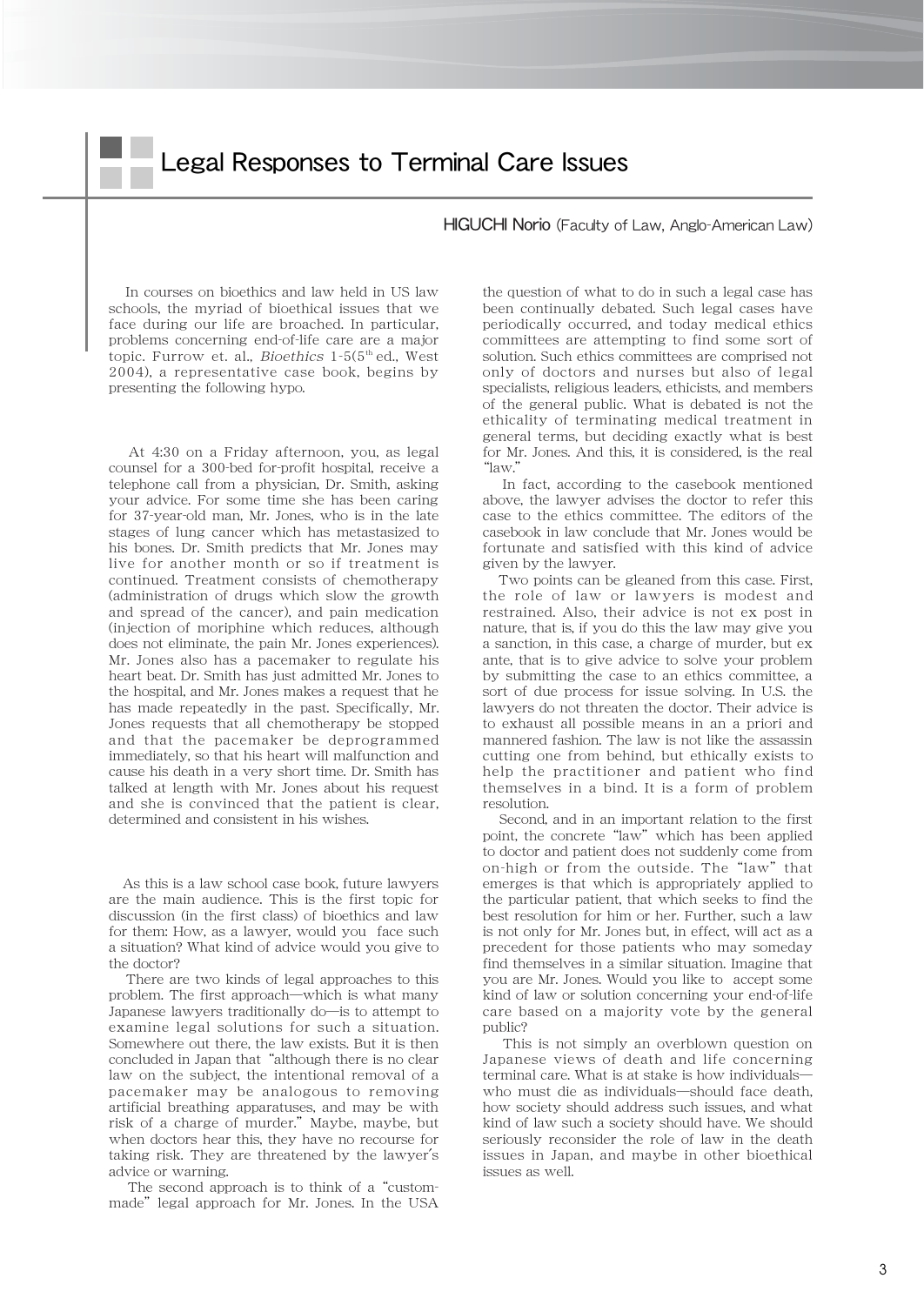# Legal Responses to Terminal Care Issues

**HIGUCHI Norio** (Faculty of Law, Anglo-American Law)

In courses on bioethics and law held in US law schools, the myriad of bioethical issues that we face during our life are broached. In particular, problems concerning end-of-life care are a major topic. Furrow et. al., *Bioethics* 1-5(5th ed., West 2004), a representative case book, begins by presenting the following hypo.

At 4:30 on a Friday afternoon, you, as legal counsel for a 300-bed for-profit hospital, receive a telephone call from a physician, Dr. Smith, asking your advice. For some time she has been caring for 37-year-old man, Mr. Jones, who is in the late stages of lung cancer which has metastasized to his bones. Dr. Smith predicts that Mr. Jones may live for another month or so if treatment is continued. Treatment consists of chemotherapy (administration of drugs which slow the growth and spread of the cancer), and pain medication (injection of moriphine which reduces, although does not eliminate, the pain Mr. Jones experiences). Mr. Jones also has a pacemaker to regulate his heart beat. Dr. Smith has just admitted Mr. Jones to the hospital, and Mr. Jones makes a request that he has made repeatedly in the past. Specifically, Mr. Jones requests that all chemotherapy be stopped and that the pacemaker be deprogrammed immediately, so that his heart will malfunction and cause his death in a very short time. Dr. Smith has talked at length with Mr. Jones about his request and she is convinced that the patient is clear, determined and consistent in his wishes.

As this is a law school case book, future lawyers are the main audience. This is the first topic for discussion (in the first class) of bioethics and law for them: How, as a lawyer, would you face such a situation? What kind of advice would you give to the doctor?

There are two kinds of legal approaches to this problem. The first approach—which is what many Japanese lawyers traditionally do—is to attempt to examine legal solutions for such a situation. Somewhere out there, the law exists. But it is then concluded in Japan that "although there is no clear law on the subject, the intentional removal of a pacemaker may be analogous to removing artificial breathing apparatuses, and may be with risk of a charge of murder." Maybe, maybe, but when doctors hear this, they have no recourse for taking risk. They are threatened by the lawyer's advice or warning.

The second approach is to think of a "custom-made" legal approach for Mr. Jones. In the USA the question of what to do in such a legal case has been continually debated. Such legal cases have periodically occurred, and today medical ethics committees are attempting to find some sort of solution. Such ethics committees are comprised not only of doctors and nurses but also of legal specialists, religious leaders, ethicists, and members of the general public. What is debated is not the ethicality of terminating medical treatment in general terms, but deciding exactly what is best for Mr. Jones. And this, it is considered, is the real "law."

In fact, according to the casebook mentioned above, the lawyer advises the doctor to refer this case to the ethics committee. The editors of the casebook in law conclude that Mr. Jones would be fortunate and satisfied with this kind of advice given by the lawyer.

Two points can be gleaned from this case. First, the role of law or lawyers is modest and restrained. Also, their advice is not ex post in nature, that is, if you do this the law may give you a sanction, in this case, a charge of murder, but ex ante, that is to give advice to solve your problem by submitting the case to an ethics committee, a sort of due process for issue solving. In U.S. the lawyers do not threaten the doctor. Their advice is to exhaust all possible means in an a priori and mannered fashion. The law is not like the assassin cutting one from behind, but ethically exists to help the practitioner and patient who find themselves in a bind. It is a form of problem resolution.

Second, and in an important relation to the first point, the concrete "law" which has been applied to doctor and patient does not suddenly come from on-high or from the outside. The "law" that emerges is that which is appropriately applied to the particular patient, that which seeks to find the best resolution for him or her. Further, such a law is not only for Mr. Jones but, in effect, will act as a precedent for those patients who may someday find themselves in a similar situation. Imagine that you are Mr. Jones. Would you like to accept some kind of law or solution concerning your end-of-life care based on a majority vote by the general public?

This is not simply an overblown question on Japanese views of death and life concerning terminal care. What is at stake is how individuals—who must die as individuals—should face death, how society should address such issues, and what kind of law such a society should have. We should seriously reconsider the role of law in the death issues in Japan, and maybe in other bioethical issues as well.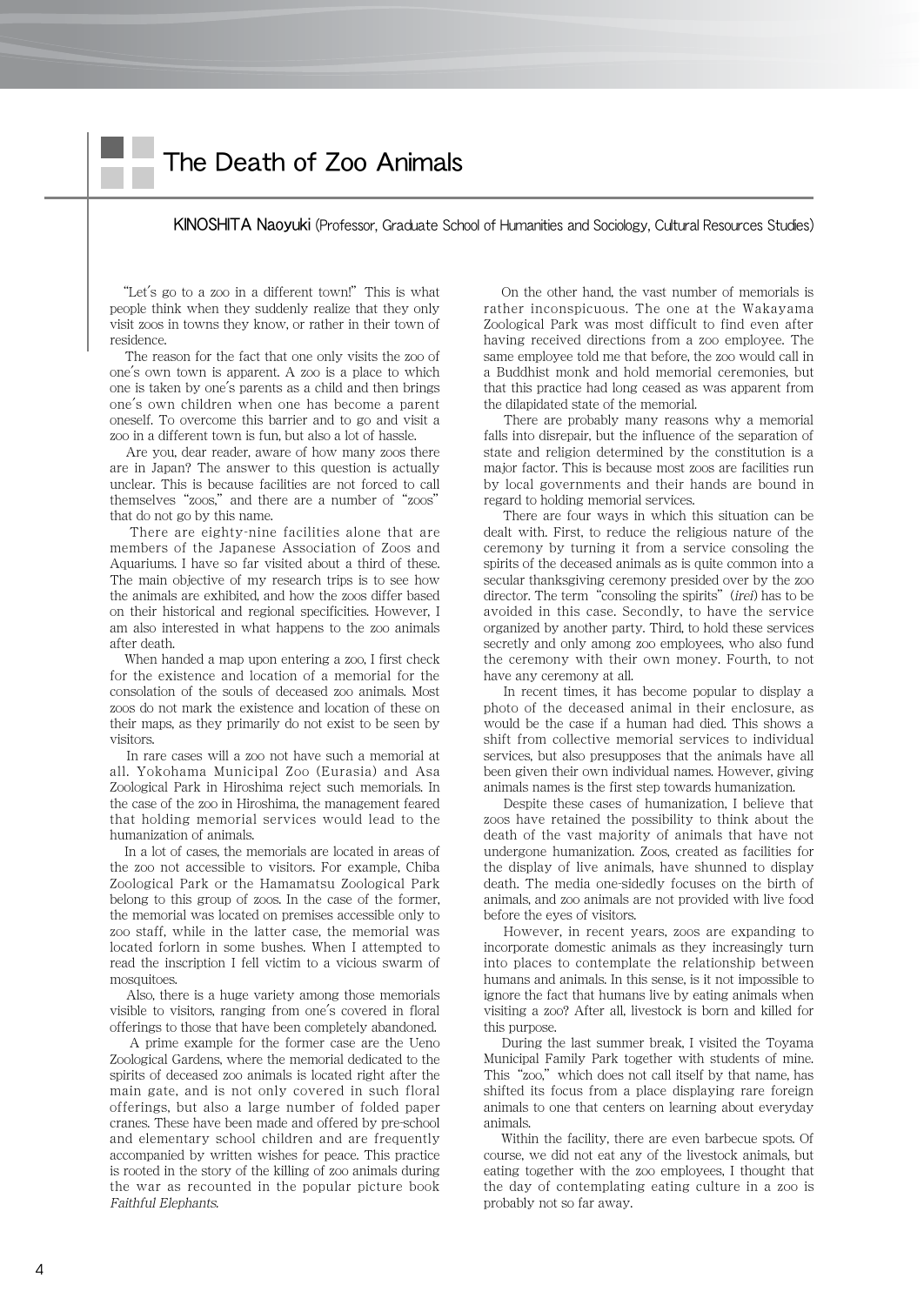# The Death of Zoo Animals

**KINOSHITA Naoyuki** (Professor, Graduate School of Humanities and Sociology, Cultural Resources Studies)

"Let's go to a zoo in a different town!" This is what people think when they suddenly realize that they only visit zoos in towns they know, or rather in their town of residence.

The reason for the fact that one only visits the zoo of one's own town is apparent. A zoo is a place to which one is taken by one's parents as a child and then brings one's own children when one has become a parent oneself. To overcome this barrier and to go and visit a zoo in a different town is fun, but also a lot of hassle.

Are you, dear reader, aware of how many zoos there are in Japan? The answer to this question is actually unclear. This is because facilities are not forced to call themselves "zoos," and there are a number of "zoos" that do not go by this name.

There are eighty-nine facilities alone that are members of the Japanese Association of Zoos and Aquariums. I have so far visited about a third of these. The main objective of my research trips is to see how the animals are exhibited, and how the zoos differ based on their historical and regional specificities. However, I am also interested in what happens to the zoo animals after death.

When handed a map upon entering a zoo, I first check for the existence and location of a memorial for the consolation of the souls of deceased zoo animals. Most zoos do not mark the existence and location of these on their maps, as they primarily do not exist to be seen by visitors.

In rare cases will a zoo not have such a memorial at all. Yokohama Municipal Zoo (Eurasia) and Asa Zoological Park in Hiroshima reject such memorials. In the case of the zoo in Hiroshima, the management feared that holding memorial services would lead to the humanization of animals.

In a lot of cases, the memorials are located in areas of the zoo not accessible to visitors. For example, Chiba Zoological Park or the Hamamatsu Zoological Park belong to this group of zoos. In the case of the former, the memorial was located on premises accessible only to zoo staff, while in the latter case, the memorial was located forlorn in some bushes. When I attempted to read the inscription I fell victim to a vicious swarm of mosquitoes.

Also, there is a huge variety among those memorials visible to visitors, ranging from one's covered in floral offerings to those that have been completely abandoned.

A prime example for the former case are the Ueno Zoological Gardens, where the memorial dedicated to the spirits of deceased zoo animals is located right after the main gate, and is not only covered in such floral offerings, but also a large number of folded paper cranes. These have been made and offered by pre-school and elementary school children and are frequently accompanied by written wishes for peace. This practice is rooted in the story of the killing of zoo animals during the war as recounted in the popular picture book *Faithful Elephants*.

On the other hand, the vast number of memorials is rather inconspicuous. The one at the Wakayama Zoological Park was most difficult to find even after having received directions from a zoo employee. The same employee told me that before, the zoo would call in a Buddhist monk and hold memorial ceremonies, but that this practice had long ceased as was apparent from the dilapidated state of the memorial.

There are probably many reasons why a memorial falls into disrepair, but the influence of the separation of state and religion determined by the constitution is a major factor. This is because most zoos are facilities run by local governments and their hands are bound in regard to holding memorial services.

There are four ways in which this situation can be dealt with. First, to reduce the religious nature of the ceremony by turning it from a service consoling the spirits of the deceased animals as is quite common into a secular thanksgiving ceremony presided over by the zoo director. The term "consoling the spirits" (*irei*) has to be avoided in this case. Secondly, to have the service organized by another party. Third, to hold these services secretly and only among zoo employees, who also fund the ceremony with their own money. Fourth, to not have any ceremony at all.

In recent times, it has become popular to display a photo of the deceased animal in their enclosure, as would be the case if a human had died. This shows a shift from collective memorial services to individual services, but also presupposes that the animals have all been given their own individual names. However, giving animals names is the first step towards humanization.

Despite these cases of humanization, I believe that zoos have retained the possibility to think about the death of the vast majority of animals that have not undergone humanization. Zoos, created as facilities for the display of live animals, have shunned to display death. The media one-sidedly focuses on the birth of animals, and zoo animals are not provided with live food before the eyes of visitors.

However, in recent years, zoos are expanding to incorporate domestic animals as they increasingly turn into places to contemplate the relationship between humans and animals. In this sense, is it not impossible to ignore the fact that humans live by eating animals when visiting a zoo? After all, livestock is born and killed for this purpose.

During the last summer break, I visited the Toyama Municipal Family Park together with students of mine. This "zoo," which does not call itself by that name, has shifted its focus from a place displaying rare foreign animals to one that centers on learning about everyday animals.

Within the facility, there are even barbecue spots. Of course, we did not eat any of the livestock animals, but eating together with the zoo employees, I thought that the day of contemplating eating culture in a zoo is probably not so far away.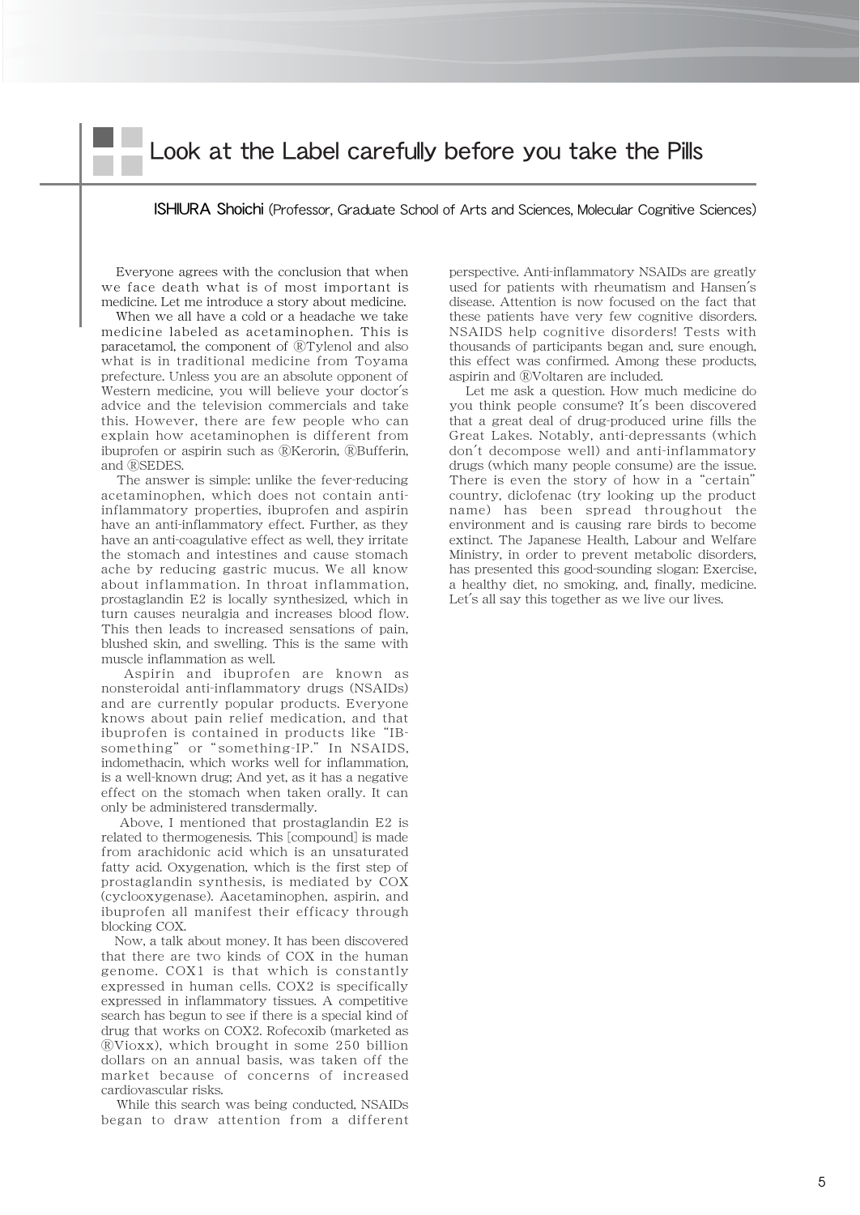# Look at the Label carefully before you take the Pills

**ISHIURA Shoichi** (Professor, Graduate School of Arts and Sciences, Molecular Cognitive Sciences)

Everyone agrees with the conclusion that when we face death what is of most important is medicine. Let me introduce a story about medicine.

When we all have a cold or a headache we take medicine labeled as acetaminophen. This is paracetamol, the component of ®Tylenol and also what is in traditional medicine from Toyama prefecture. Unless you are an absolute opponent of Western medicine, you will believe your doctor's advice and the television commercials and take this. However, there are few people who can explain how acetaminophen is different from ibuprofen or aspirin such as ®Kerorin, ®Bufferin, and ®SEDES.

The answer is simple: unlike the fever-reducing acetaminophen, which does not contain anti-inflammatory properties, ibuprofen and aspirin have an anti-inflammatory effect. Further, as they have an anti-coagulative effect as well, they irritate the stomach and intestines and cause stomach ache by reducing gastric mucus. We all know about inflammation. In throat inflammation, prostaglandin E2 is locally synthesized, which in turn causes neuralgia and increases blood flow. This then leads to increased sensations of pain, blushed skin, and swelling. This is the same with muscle inflammation as well.

Aspirin and ibuprofen are known as nonsteroidal anti-inflammatory drugs (NSAIDs) and are currently popular products. Everyone knows about pain relief medication, and that ibuprofen is contained in products like "IB-something" or "something-IP." In NSAIDS, indomethacin, which works well for inflammation, is a well-known drug; And yet, as it has a negative effect on the stomach when taken orally. It can only be administered transdermally.

Above, I mentioned that prostaglandin E2 is related to thermogenesis. This [compound] is made from arachidonic acid which is an unsaturated fatty acid. Oxygenation, which is the first step of prostaglandin synthesis, is mediated by COX (cyclooxygenase). Aacetaminophen, aspirin, and ibuprofen all manifest their efficacy through blocking COX.

Now, a talk about money. It has been discovered that there are two kinds of COX in the human genome. COX1 is that which is constantly expressed in human cells. COX2 is specifically expressed in inflammatory tissues. A competitive search has begun to see if there is a special kind of drug that works on COX2. Rofecoxib (marketed as ®Vioxx), which brought in some 250 billion dollars on an annual basis, was taken off the market because of concerns of increased cardiovascular risks.

While this search was being conducted, NSAIDs began to draw attention from a different perspective. Anti-inflammatory NSAIDs are greatly used for patients with rheumatism and Hansen's disease. Attention is now focused on the fact that these patients have very few cognitive disorders. NSAIDS help cognitive disorders! Tests with thousands of participants began and, sure enough, this effect was confirmed. Among these products, aspirin and ®Voltaren are included.

Let me ask a question. How much medicine do you think people consume? It's been discovered that a great deal of drug-produced urine fills the Great Lakes. Notably, anti-depressants (which don't decompose well) and anti-inflammatory drugs (which many people consume) are the issue. There is even the story of how in a "certain" country, diclofenac (try looking up the product name) has been spread throughout the environment and is causing rare birds to become extinct. The Japanese Health, Labour and Welfare Ministry, in order to prevent metabolic disorders, has presented this good-sounding slogan: Exercise, a healthy diet, no smoking, and, finally, medicine. Let's all say this together as we live our lives.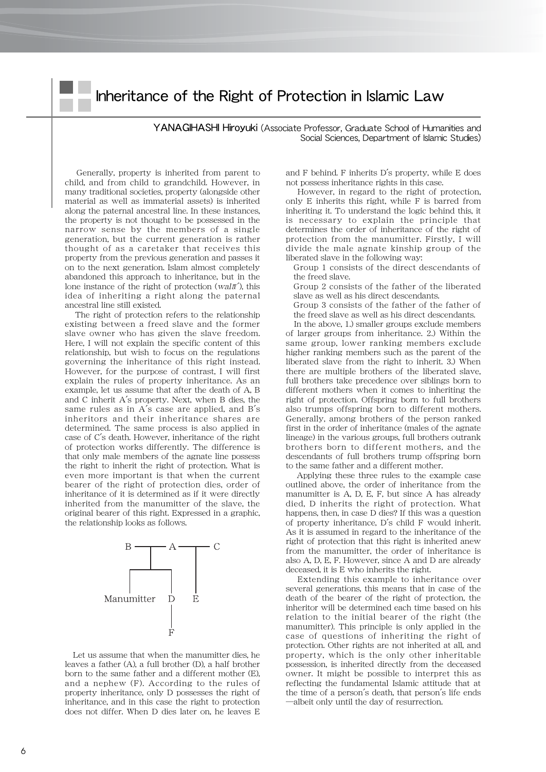# Inheritance of the Right of Protection in Islamic Law

**YANAGIHASHI Hiroyuki** (Associate Professor, Graduate School of Humanities and Social Sciences, Department of Islamic Studies)

Generally, property is inherited from parent to child, and from child to grandchild. However, in many traditional societies, property (alongside other material as well as immaterial assets) is inherited along the paternal ancestral line. In these instances, the property is not thought to be possessed in the narrow sense by the members of a single generation, but the current generation is rather thought of as a caretaker that receives this property from the previous generation and passes it on to the next generation. Islam almost completely abandoned this approach to inheritance, but in the lone instance of the right of protection (*walā'*), this idea of inheriting a right along the paternal ancestral line still existed.

The right of protection refers to the relationship existing between a freed slave and the former slave owner who has given the slave freedom. Here, I will not explain the specific content of this relationship, but wish to focus on the regulations governing the inheritance of this right instead. However, for the purpose of contrast, I will first explain the rules of property inheritance. As an example, let us assume that after the death of A, B and C inherit A's property. Next, when B dies, the same rules as in A's case are applied, and B's inheritors and their inheritance shares are determined. The same process is also applied in case of C's death. However, inheritance of the right of protection works differently. The difference is that only male members of the agnate line possess the right to inherit the right of protection. What is even more important is that when the current bearer of the right of protection dies, order of inheritance of it is determined as if it were directly inherited from the manumitter of the slave, the original bearer of this right. Expressed in a graphic, the relationship looks as follows.

```
B ────┬──── A ────┬──── C
      │     │     │
  ┌───┴─────┐     │
  │         │     │
Manumitter  D     E
            │
            F
```

Let us assume that when the manumitter dies, he leaves a father (A), a full brother (D), a half brother born to the same father and a different mother (E), and a nephew (F). According to the rules of property inheritance, only D possesses the right of inheritance, and in this case the right to protection does not differ. When D dies later on, he leaves E and F behind. F inherits D's property, while E does not possess inheritance rights in this case.

However, in regard to the right of protection, only E inherits this right, while F is barred from inheriting it. To understand the logic behind this, it is necessary to explain the principle that determines the order of inheritance of the right of protection from the manumitter. Firstly, I will divide the male agnate kinship group of the liberated slave in the following way:

Group 1 consists of the direct descendants of the freed slave.

Group 2 consists of the father of the liberated slave as well as his direct descendants.

Group 3 consists of the father of the father of the freed slave as well as his direct descendants.

In the above, 1.) smaller groups exclude members of larger groups from inheritance. 2.) Within the same group, lower ranking members exclude higher ranking members such as the parent of the liberated slave from the right to inherit. 3.) When there are multiple brothers of the liberated slave, full brothers take precedence over siblings born to different mothers when it comes to inheriting the right of protection. Offspring born to full brothers also trumps offspring born to different mothers. Generally, among brothers of the person ranked first in the order of inheritance (males of the agnate lineage) in the various groups, full brothers outrank brothers born to different mothers, and the descendants of full brothers trump offspring born to the same father and a different mother.

Applying these three rules to the example case outlined above, the order of inheritance from the manumitter is A, D, E, F, but since A has already died, D inherits the right of protection. What happens, then, in case D dies? If this was a question of property inheritance, D's child F would inherit. As it is assumed in regard to the inheritance of the right of protection that this right is inherited anew from the manumitter, the order of inheritance is also A, D, E, F. However, since A and D are already deceased, it is E who inherits the right.

Extending this example to inheritance over several generations, this means that in case of the death of the bearer of the right of protection, the inheritor will be determined each time based on his relation to the initial bearer of the right (the manumitter). This principle is only applied in the case of questions of inheriting the right of protection. Other rights are not inherited at all, and property, which is the only other inheritable possession, is inherited directly from the deceased owner. It might be possible to interpret this as reflecting the fundamental Islamic attitude that at the time of a person's death, that person's life ends —albeit only until the day of resurrection.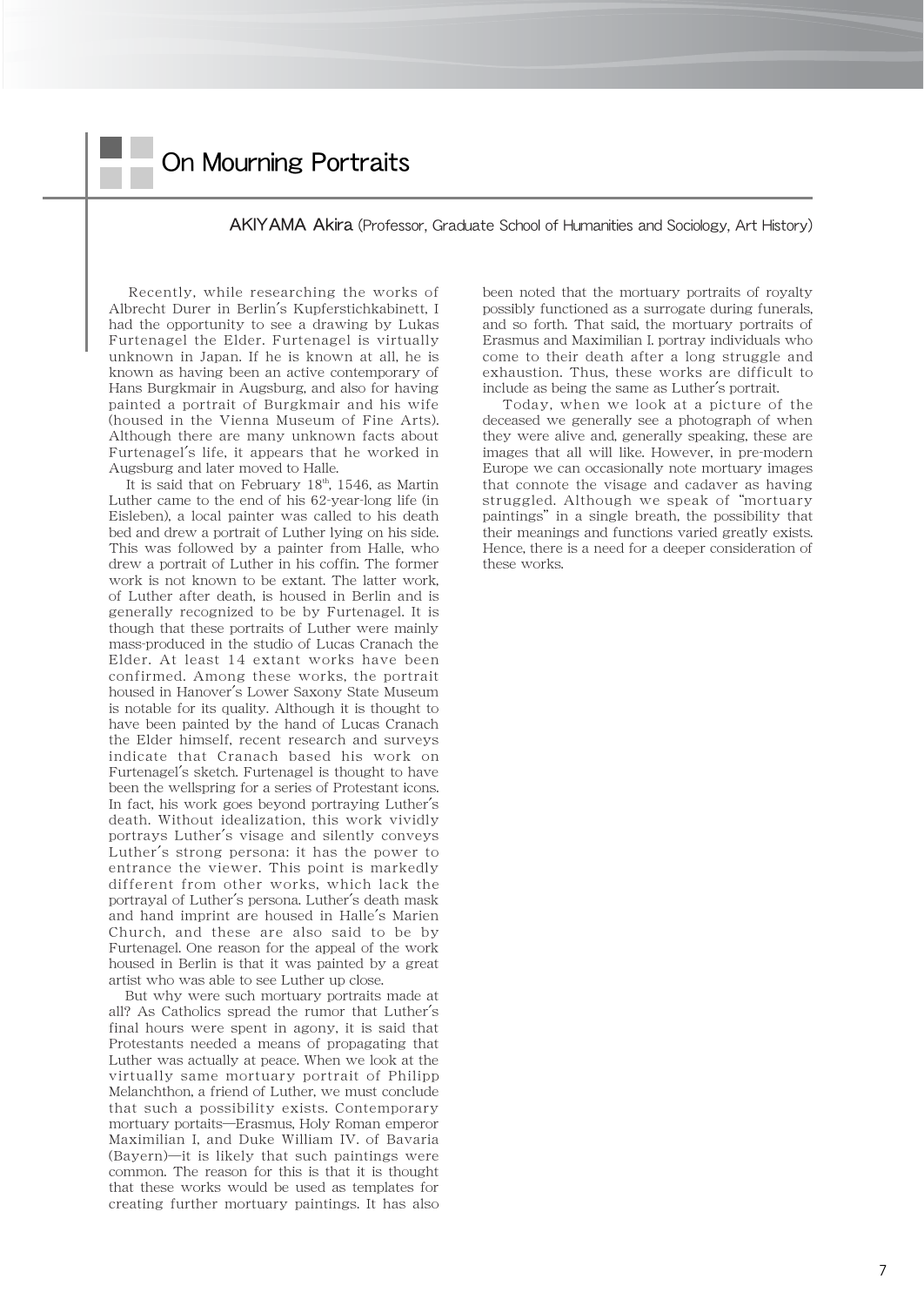# On Mourning Portraits

**AKIYAMA Akira** (Professor, Graduate School of Humanities and Sociology, Art History)

Recently, while researching the works of Albrecht Durer in Berlin's Kupferstichkabinett, I had the opportunity to see a drawing by Lukas Furtenagel the Elder. Furtenagel is virtually unknown in Japan. If he is known at all, he is known as having been an active contemporary of Hans Burgkmair in Augsburg, and also for having painted a portrait of Burgkmair and his wife (housed in the Vienna Museum of Fine Arts). Although there are many unknown facts about Furtenagel's life, it appears that he worked in Augsburg and later moved to Halle.

It is said that on February 18th, 1546, as Martin Luther came to the end of his 62-year-long life (in Eisleben), a local painter was called to his death bed and drew a portrait of Luther lying on his side. This was followed by a painter from Halle, who drew a portrait of Luther in his coffin. The former work is not known to be extant. The latter work, of Luther after death, is housed in Berlin and is generally recognized to be by Furtenagel. It is though that these portraits of Luther were mainly mass-produced in the studio of Lucas Cranach the Elder. At least 14 extant works have been confirmed. Among these works, the portrait housed in Hanover's Lower Saxony State Museum is notable for its quality. Although it is thought to have been painted by the hand of Lucas Cranach the Elder himself, recent research and surveys indicate that Cranach based his work on Furtenagel's sketch. Furtenagel is thought to have been the wellspring for a series of Protestant icons. In fact, his work goes beyond portraying Luther's death. Without idealization, this work vividly portrays Luther's visage and silently conveys Luther's strong persona: it has the power to entrance the viewer. This point is markedly different from other works, which lack the portrayal of Luther's persona. Luther's death mask and hand imprint are housed in Halle's Marien Church, and these are also said to be by Furtenagel. One reason for the appeal of the work housed in Berlin is that it was painted by a great artist who was able to see Luther up close.

But why were such mortuary portraits made at all? As Catholics spread the rumor that Luther's final hours were spent in agony, it is said that Protestants needed a means of propagating that Luther was actually at peace. When we look at the virtually same mortuary portrait of Philipp Melanchthon, a friend of Luther, we must conclude that such a possibility exists. Contemporary mortuary portaits—Erasmus, Holy Roman emperor Maximilian I, and Duke William IV. of Bavaria (Bayern)—it is likely that such paintings were common. The reason for this is that it is thought that these works would be used as templates for creating further mortuary paintings. It has also been noted that the mortuary portraits of royalty possibly functioned as a surrogate during funerals, and so forth. That said, the mortuary portraits of Erasmus and Maximilian I. portray individuals who come to their death after a long struggle and exhaustion. Thus, these works are difficult to include as being the same as Luther's portrait.

Today, when we look at a picture of the deceased we generally see a photograph of when they were alive and, generally speaking, these are images that all will like. However, in pre-modern Europe we can occasionally note mortuary images that connote the visage and cadaver as having struggled. Although we speak of "mortuary paintings" in a single breath, the possibility that their meanings and functions varied greatly exists. Hence, there is a need for a deeper consideration of these works.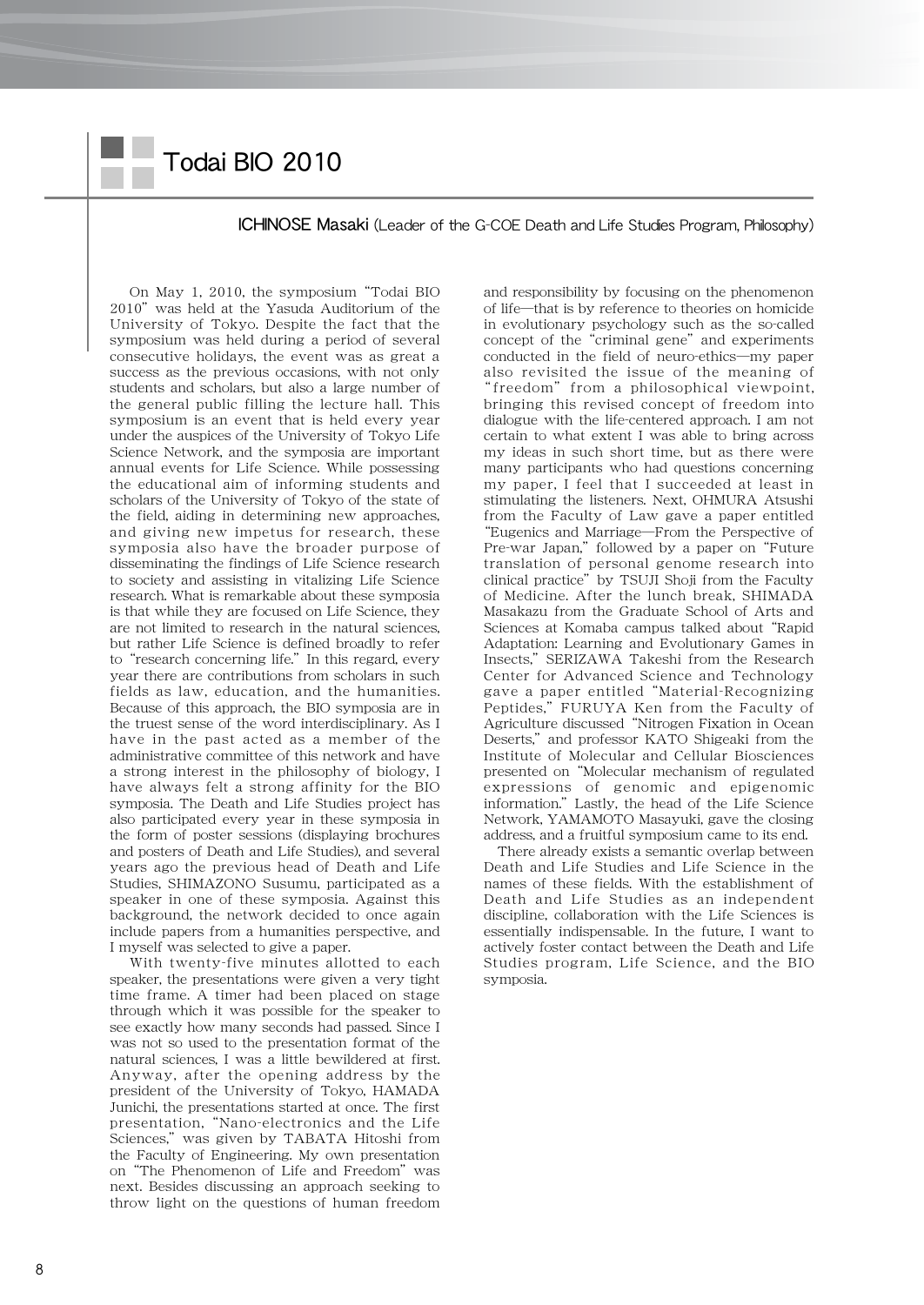# Todai BIO 2010

**ICHINOSE Masaki** (Leader of the G-COE Death and Life Studies Program, Philosophy)

On May 1, 2010, the symposium "Todai BIO 2010" was held at the Yasuda Auditorium of the University of Tokyo. Despite the fact that the symposium was held during a period of several consecutive holidays, the event was as great a success as the previous occasions, with not only students and scholars, but also a large number of the general public filling the lecture hall. This symposium is an event that is held every year under the auspices of the University of Tokyo Life Science Network, and the symposia are important annual events for Life Science. While possessing the educational aim of informing students and scholars of the University of Tokyo of the state of the field, aiding in determining new approaches, and giving new impetus for research, these symposia also have the broader purpose of disseminating the findings of Life Science research to society and assisting in vitalizing Life Science research. What is remarkable about these symposia is that while they are focused on Life Science, they are not limited to research in the natural sciences, but rather Life Science is defined broadly to refer to "research concerning life." In this regard, every year there are contributions from scholars in such fields as law, education, and the humanities. Because of this approach, the BIO symposia are in the truest sense of the word interdisciplinary. As I have in the past acted as a member of the administrative committee of this network and have a strong interest in the philosophy of biology, I have always felt a strong affinity for the BIO symposia. The Death and Life Studies project has also participated every year in these symposia in the form of poster sessions (displaying brochures and posters of Death and Life Studies), and several years ago the previous head of Death and Life Studies, SHIMAZONO Susumu, participated as a speaker in one of these symposia. Against this background, the network decided to once again include papers from a humanities perspective, and I myself was selected to give a paper.

With twenty-five minutes allotted to each speaker, the presentations were given a very tight time frame. A timer had been placed on stage through which it was possible for the speaker to see exactly how many seconds had passed. Since I was not so used to the presentation format of the natural sciences, I was a little bewildered at first. Anyway, after the opening address by the president of the University of Tokyo, HAMADA Junichi, the presentations started at once. The first presentation, "Nano-electronics and the Life Sciences," was given by TABATA Hitoshi from the Faculty of Engineering. My own presentation on "The Phenomenon of Life and Freedom" was next. Besides discussing an approach seeking to throw light on the questions of human freedom and responsibility by focusing on the phenomenon of life—that is by reference to theories on homicide in evolutionary psychology such as the so-called concept of the "criminal gene" and experiments conducted in the field of neuro-ethics—my paper also revisited the issue of the meaning of "freedom" from a philosophical viewpoint, bringing this revised concept of freedom into dialogue with the life-centered approach. I am not certain to what extent I was able to bring across my ideas in such short time, but as there were many participants who had questions concerning my paper, I feel that I succeeded at least in stimulating the listeners. Next, OHMURA Atsushi from the Faculty of Law gave a paper entitled "Eugenics and Marriage—From the Perspective of Pre-war Japan," followed by a paper on "Future translation of personal genome research into clinical practice" by TSUJI Shoji from the Faculty of Medicine. After the lunch break, SHIMADA Masakazu from the Graduate School of Arts and Sciences at Komaba campus talked about "Rapid Adaptation: Learning and Evolutionary Games in Insects," SERIZAWA Takeshi from the Research Center for Advanced Science and Technology gave a paper entitled "Material-Recognizing Peptides," FURUYA Ken from the Faculty of Agriculture discussed "Nitrogen Fixation in Ocean Deserts," and professor KATO Shigeaki from the Institute of Molecular and Cellular Biosciences presented on "Molecular mechanism of regulated expressions of genomic and epigenomic information." Lastly, the head of the Life Science Network, YAMAMOTO Masayuki, gave the closing address, and a fruitful symposium came to its end.

There already exists a semantic overlap between Death and Life Studies and Life Science in the names of these fields. With the establishment of Death and Life Studies as an independent discipline, collaboration with the Life Sciences is essentially indispensable. In the future, I want to actively foster contact between the Death and Life Studies program, Life Science, and the BIO symposia.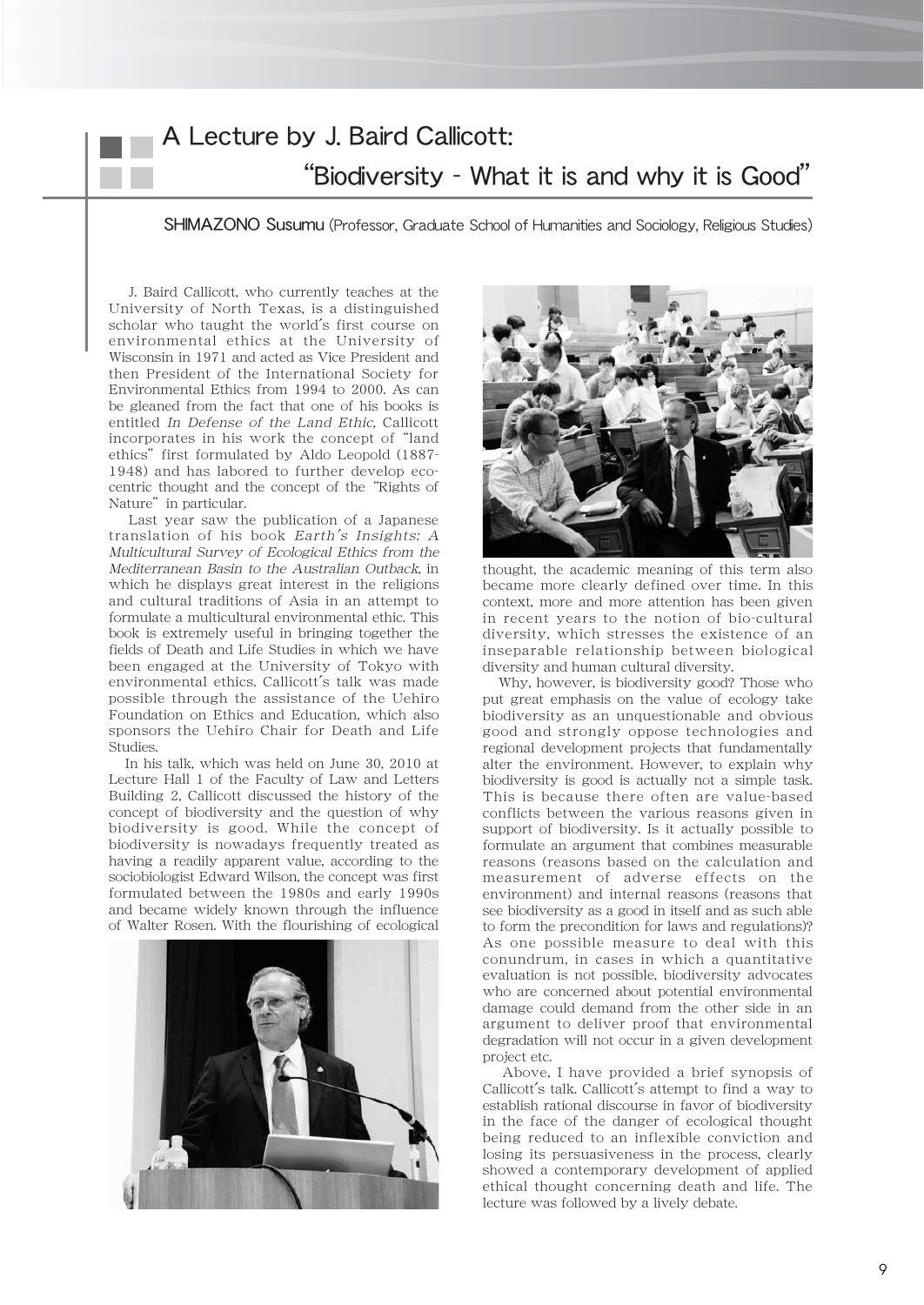# A Lecture by J. Baird Callicott: "Biodiversity - What it is and why it is Good"

**SHIMAZONO Susumu** (Professor, Graduate School of Humanities and Sociology, Religious Studies)

J. Baird Callicott, who currently teaches at the University of North Texas, is a distinguished scholar who taught the world's first course on environmental ethics at the University of Wisconsin in 1971 and acted as Vice President and then President of the International Society for Environmental Ethics from 1994 to 2000. As can be gleaned from the fact that one of his books is entitled *In Defense of the Land Ethic*, Callicott incorporates in his work the concept of "land ethics" first formulated by Aldo Leopold (1887-1948) and has labored to further develop eco-centric thought and the concept of the "Rights of Nature" in particular.

Last year saw the publication of a Japanese translation of his book *Earth's Insights: A Multicultural Survey of Ecological Ethics from the Mediterranean Basin to the Australian Outback*, in which he displays great interest in the religions and cultural traditions of Asia in an attempt to formulate a multicultural environmental ethic. This book is extremely useful in bringing together the fields of Death and Life Studies in which we have been engaged at the University of Tokyo with environmental ethics. Callicott's talk was made possible through the assistance of the Uehiro Foundation on Ethics and Education, which also sponsors the Uehiro Chair for Death and Life Studies.

In his talk, which was held on June 30, 2010 at Lecture Hall 1 of the Faculty of Law and Letters Building 2, Callicott discussed the history of the concept of biodiversity and the question of why biodiversity is good. While the concept of biodiversity is nowadays frequently treated as having a readily apparent value, according to the sociobiologist Edward Wilson, the concept was first formulated between the 1980s and early 1990s and became widely known through the influence of Walter Rosen. With the flourishing of ecological thought, the academic meaning of this term also became more clearly defined over time. In this context, more and more attention has been given in recent years to the notion of bio-cultural diversity, which stresses the existence of an inseparable relationship between biological diversity and human cultural diversity.

Why, however, is biodiversity good? Those who put great emphasis on the value of ecology take biodiversity as an unquestionable and obvious good and strongly oppose technologies and regional development projects that fundamentally alter the environment. However, to explain why biodiversity is good is actually not a simple task. This is because there often are value-based conflicts between the various reasons given in support of biodiversity. Is it actually possible to formulate an argument that combines measurable reasons (reasons based on the calculation and measurement of adverse effects on the environment) and internal reasons (reasons that see biodiversity as a good in itself and as such able to form the precondition for laws and regulations)? As one possible measure to deal with this conundrum, in cases in which a quantitative evaluation is not possible, biodiversity advocates who are concerned about potential environmental damage could demand from the other side in an argument to deliver proof that environmental degradation will not occur in a given development project etc.

Above, I have provided a brief synopsis of Callicott's talk. Callicott's attempt to find a way to establish rational discourse in favor of biodiversity in the face of the danger of ecological thought being reduced to an inflexible conviction and losing its persuasiveness in the process, clearly showed a contemporary development of applied ethical thought concerning death and life. The lecture was followed by a lively debate.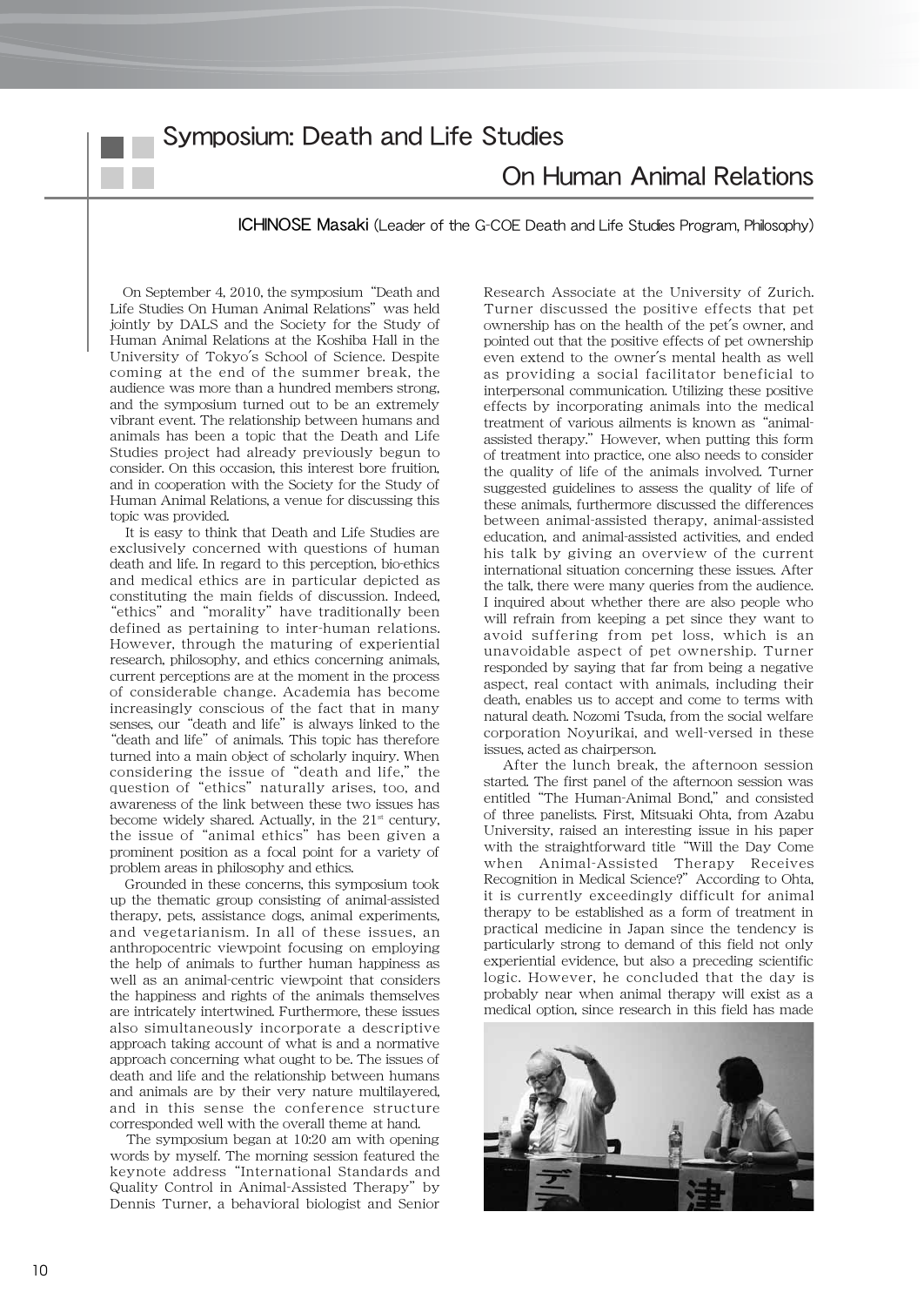# Symposium: Death and Life Studies On Human Animal Relations

**ICHINOSE Masaki** (Leader of the G-COE Death and Life Studies Program, Philosophy)

On September 4, 2010, the symposium "Death and Life Studies On Human Animal Relations" was held jointly by DALS and the Society for the Study of Human Animal Relations at the Koshiba Hall in the University of Tokyo's School of Science. Despite coming at the end of the summer break, the audience was more than a hundred members strong, and the symposium turned out to be an extremely vibrant event. The relationship between humans and animals has been a topic that the Death and Life Studies project had already previously begun to consider. On this occasion, this interest bore fruition, and in cooperation with the Society for the Study of Human Animal Relations, a venue for discussing this topic was provided.

It is easy to think that Death and Life Studies are exclusively concerned with questions of human death and life. In regard to this perception, bio-ethics and medical ethics are in particular depicted as constituting the main fields of discussion. Indeed, "ethics" and "morality" have traditionally been defined as pertaining to inter-human relations. However, through the maturing of experiential research, philosophy, and ethics concerning animals, current perceptions are at the moment in the process of considerable change. Academia has become increasingly conscious of the fact that in many senses, our "death and life" is always linked to the "death and life" of animals. This topic has therefore turned into a main object of scholarly inquiry. When considering the issue of "death and life," the question of "ethics" naturally arises, too, and awareness of the link between these two issues has become widely shared. Actually, in the 21st century, the issue of "animal ethics" has been given a prominent position as a focal point for a variety of problem areas in philosophy and ethics.

Grounded in these concerns, this symposium took up the thematic group consisting of animal-assisted therapy, pets, assistance dogs, animal experiments, and vegetarianism. In all of these issues, an anthropocentric viewpoint focusing on employing the help of animals to further human happiness as well as an animal-centric viewpoint that considers the happiness and rights of the animals themselves are intricately intertwined. Furthermore, these issues also simultaneously incorporate a descriptive approach taking account of what is and a normative approach concerning what ought to be. The issues of death and life and the relationship between humans and animals are by their very nature multilayered, and in this sense the conference structure corresponded well with the overall theme at hand.

The symposium began at 10:20 am with opening words by myself. The morning session featured the keynote address "International Standards and Quality Control in Animal-Assisted Therapy" by Dennis Turner, a behavioral biologist and Senior Research Associate at the University of Zurich. Turner discussed the positive effects that pet ownership has on the health of the pet's owner, and pointed out that the positive effects of pet ownership even extend to the owner's mental health as well as providing a social facilitator beneficial to interpersonal communication. Utilizing these positive effects by incorporating animals into the medical treatment of various ailments is known as "animal-assisted therapy." However, when putting this form of treatment into practice, one also needs to consider the quality of life of the animals involved. Turner suggested guidelines to assess the quality of life of these animals, furthermore discussed the differences between animal-assisted therapy, animal-assisted education, and animal-assisted activities, and ended his talk by giving an overview of the current international situation concerning these issues. After the talk, there were many queries from the audience. I inquired about whether there are also people who will refrain from keeping a pet since they want to avoid suffering from pet loss, which is an unavoidable aspect of pet ownership. Turner responded by saying that far from being a negative aspect, real contact with animals, including their death, enables us to accept and come to terms with natural death. Nozomi Tsuda, from the social welfare corporation Noyurikai, and well-versed in these issues, acted as chairperson.

After the lunch break, the afternoon session started. The first panel of the afternoon session was entitled "The Human-Animal Bond," and consisted of three panelists. First, Mitsuaki Ohta, from Azabu University, raised an interesting issue in his paper with the straightforward title "Will the Day Come when Animal-Assisted Therapy Receives Recognition in Medical Science?" According to Ohta, it is currently exceedingly difficult for animal therapy to be established as a form of treatment in practical medicine in Japan since the tendency is particularly strong to demand of this field not only experiential evidence, but also a preceding scientific logic. However, he concluded that the day is probably near when animal therapy will exist as a medical option, since research in this field has made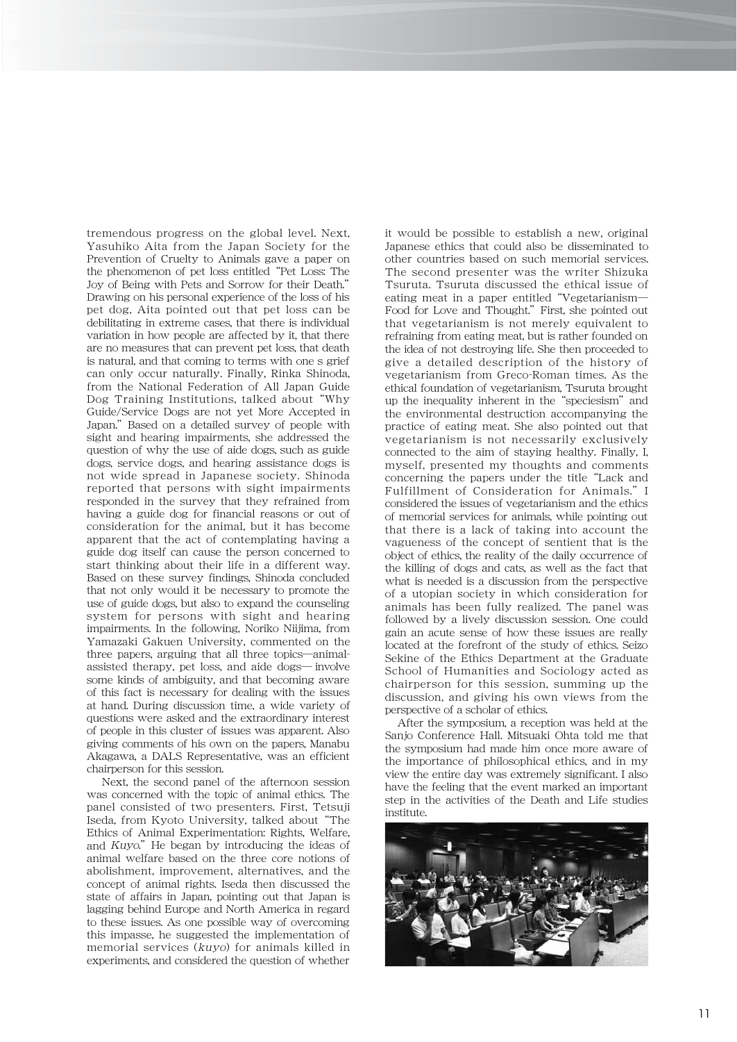tremendous progress on the global level. Next, Yasuhiko Aita from the Japan Society for the Prevention of Cruelty to Animals gave a paper on the phenomenon of pet loss entitled "Pet Loss: The Joy of Being with Pets and Sorrow for their Death." Drawing on his personal experience of the loss of his pet dog, Aita pointed out that pet loss can be debilitating in extreme cases, that there is individual variation in how people are affected by it, that there are no measures that can prevent pet loss, that death is natural, and that coming to terms with one s grief can only occur naturally. Finally, Rinka Shinoda, from the National Federation of All Japan Guide Dog Training Institutions, talked about "Why Guide/Service Dogs are not yet More Accepted in Japan." Based on a detailed survey of people with sight and hearing impairments, she addressed the question of why the use of aide dogs, such as guide dogs, service dogs, and hearing assistance dogs is not wide spread in Japanese society. Shinoda reported that persons with sight impairments responded in the survey that they refrained from having a guide dog for financial reasons or out of consideration for the animal, but it has become apparent that the act of contemplating having a guide dog itself can cause the person concerned to start thinking about their life in a different way. Based on these survey findings, Shinoda concluded that not only would it be necessary to promote the use of guide dogs, but also to expand the counseling system for persons with sight and hearing impairments. In the following, Noriko Niijima, from Yamazaki Gakuen University, commented on the three papers, arguing that all three topics—animal-assisted therapy, pet loss, and aide dogs— involve some kinds of ambiguity, and that becoming aware of this fact is necessary for dealing with the issues at hand. During discussion time, a wide variety of questions were asked and the extraordinary interest of people in this cluster of issues was apparent. Also giving comments of his own on the papers, Manabu Akagawa, a DALS Representative, was an efficient chairperson for this session.

Next, the second panel of the afternoon session was concerned with the topic of animal ethics. The panel consisted of two presenters. First, Tetsuji Iseda, from Kyoto University, talked about "The Ethics of Animal Experimentation: Rights, Welfare, and *Kuyo*." He began by introducing the ideas of animal welfare based on the three core notions of abolishment, improvement, alternatives, and the concept of animal rights. Iseda then discussed the state of affairs in Japan, pointing out that Japan is lagging behind Europe and North America in regard to these issues. As one possible way of overcoming this impasse, he suggested the implementation of memorial services (*kuyo*) for animals killed in experiments, and considered the question of whether it would be possible to establish a new, original Japanese ethics that could also be disseminated to other countries based on such memorial services. The second presenter was the writer Shizuka Tsuruta. Tsuruta discussed the ethical issue of eating meat in a paper entitled "Vegetarianism—Food for Love and Thought." First, she pointed out that vegetarianism is not merely equivalent to refraining from eating meat, but is rather founded on the idea of not destroying life. She then proceeded to give a detailed description of the history of vegetarianism from Greco-Roman times. As the ethical foundation of vegetarianism, Tsuruta brought up the inequality inherent in the "speciesism" and the environmental destruction accompanying the practice of eating meat. She also pointed out that vegetarianism is not necessarily exclusively connected to the aim of staying healthy. Finally, I, myself, presented my thoughts and comments concerning the papers under the title "Lack and Fulfillment of Consideration for Animals." I considered the issues of vegetarianism and the ethics of memorial services for animals, while pointing out that there is a lack of taking into account the vagueness of the concept of sentient that is the object of ethics, the reality of the daily occurrence of the killing of dogs and cats, as well as the fact that what is needed is a discussion from the perspective of a utopian society in which consideration for animals has been fully realized. The panel was followed by a lively discussion session. One could gain an acute sense of how these issues are really located at the forefront of the study of ethics. Seizo Sekine of the Ethics Department at the Graduate School of Humanities and Sociology acted as chairperson for this session, summing up the discussion, and giving his own views from the perspective of a scholar of ethics.

After the symposium, a reception was held at the Sanjo Conference Hall. Mitsuaki Ohta told me that the symposium had made him once more aware of the importance of philosophical ethics, and in my view the entire day was extremely significant. I also have the feeling that the event marked an important step in the activities of the Death and Life studies institute.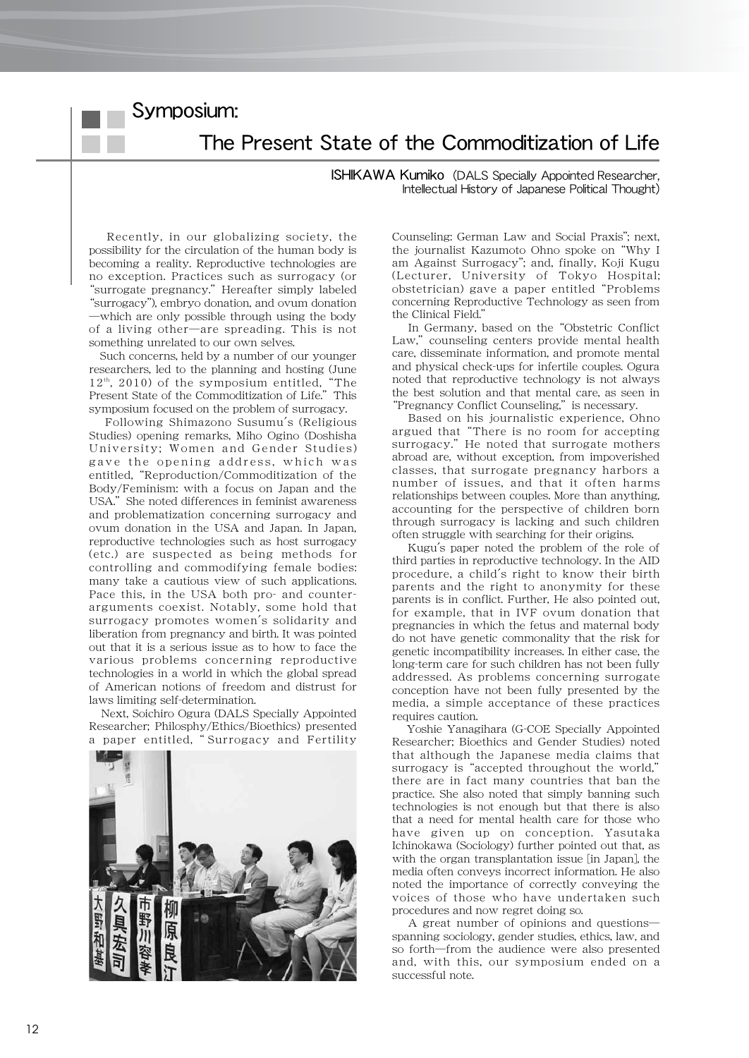# Symposium:

## The Present State of the Commoditization of Life

**ISHIKAWA Kumiko** (DALS Specially Appointed Researcher, Intellectual History of Japanese Political Thought)

Recently, in our globalizing society, the possibility for the circulation of the human body is becoming a reality. Reproductive technologies are no exception. Practices such as surrogacy (or "surrogate pregnancy." Hereafter simply labeled "surrogacy"), embryo donation, and ovum donation—which are only possible through using the body of a living other—are spreading. This is not something unrelated to our own selves.

Such concerns, held by a number of our younger researchers, led to the planning and hosting (June 12th, 2010) of the symposium entitled, "The Present State of the Commoditization of Life." This symposium focused on the problem of surrogacy.

Following Shimazono Susumu's (Religious Studies) opening remarks, Miho Ogino (Doshisha University; Women and Gender Studies) gave the opening address, which was entitled, "Reproduction/Commoditization of the Body/Feminism: with a focus on Japan and the USA." She noted differences in feminist awareness and problematization concerning surrogacy and ovum donation in the USA and Japan. In Japan, reproductive technologies such as host surrogacy (etc.) are suspected as being methods for controlling and commodifying female bodies: many take a cautious view of such applications. Pace this, in the USA both pro- and counter-arguments coexist. Notably, some hold that surrogacy promotes women's solidarity and liberation from pregnancy and birth. It was pointed out that it is a serious issue as to how to face the various problems concerning reproductive technologies in a world in which the global spread of American notions of freedom and distrust for laws limiting self-determination.

Next, Soichiro Ogura (DALS Specially Appointed Researcher; Philosphy/Ethics/Bioethics) presented a paper entitled, "Surrogacy and Fertility Counseling: German Law and Social Praxis"; next, the journalist Kazumoto Ohno spoke on "Why I am Against Surrogacy"; and, finally, Koji Kugu (Lecturer, University of Tokyo Hospital; obstetrician) gave a paper entitled "Problems concerning Reproductive Technology as seen from the Clinical Field."

In Germany, based on the "Obstetric Conflict Law," counseling centers provide mental health care, disseminate information, and promote mental and physical check-ups for infertile couples. Ogura noted that reproductive technology is not always the best solution and that mental care, as seen in "Pregnancy Conflict Counseling," is necessary.

Based on his journalistic experience, Ohno argued that "There is no room for accepting surrogacy." He noted that surrogate mothers abroad are, without exception, from impoverished classes, that surrogate pregnancy harbors a number of issues, and that it often harms relationships between couples. More than anything, accounting for the perspective of children born through surrogacy is lacking and such children often struggle with searching for their origins.

Kugu's paper noted the problem of the role of third parties in reproductive technology. In the AID procedure, a child's right to know their birth parents and the right to anonymity for these parents is in conflict. Further, He also pointed out, for example, that in IVF ovum donation that pregnancies in which the fetus and maternal body do not have genetic commonality that the risk for genetic incompatibility increases. In either case, the long-term care for such children has not been fully addressed. As problems concerning surrogate conception have not been fully presented by the media, a simple acceptance of these practices requires caution.

Yoshie Yanagihara (G-COE Specially Appointed Researcher; Bioethics and Gender Studies) noted that although the Japanese media claims that surrogacy is "accepted throughout the world," there are in fact many countries that ban the practice. She also noted that simply banning such technologies is not enough but that there is also that a need for mental health care for those who have given up on conception. Yasutaka Ichinokawa (Sociology) further pointed out that, as with the organ transplantation issue [in Japan], the media often conveys incorrect information. He also noted the importance of correctly conveying the voices of those who have undertaken such procedures and now regret doing so.

A great number of opinions and questions—spanning sociology, gender studies, ethics, law, and so forth—from the audience were also presented and, with this, our symposium ended on a successful note.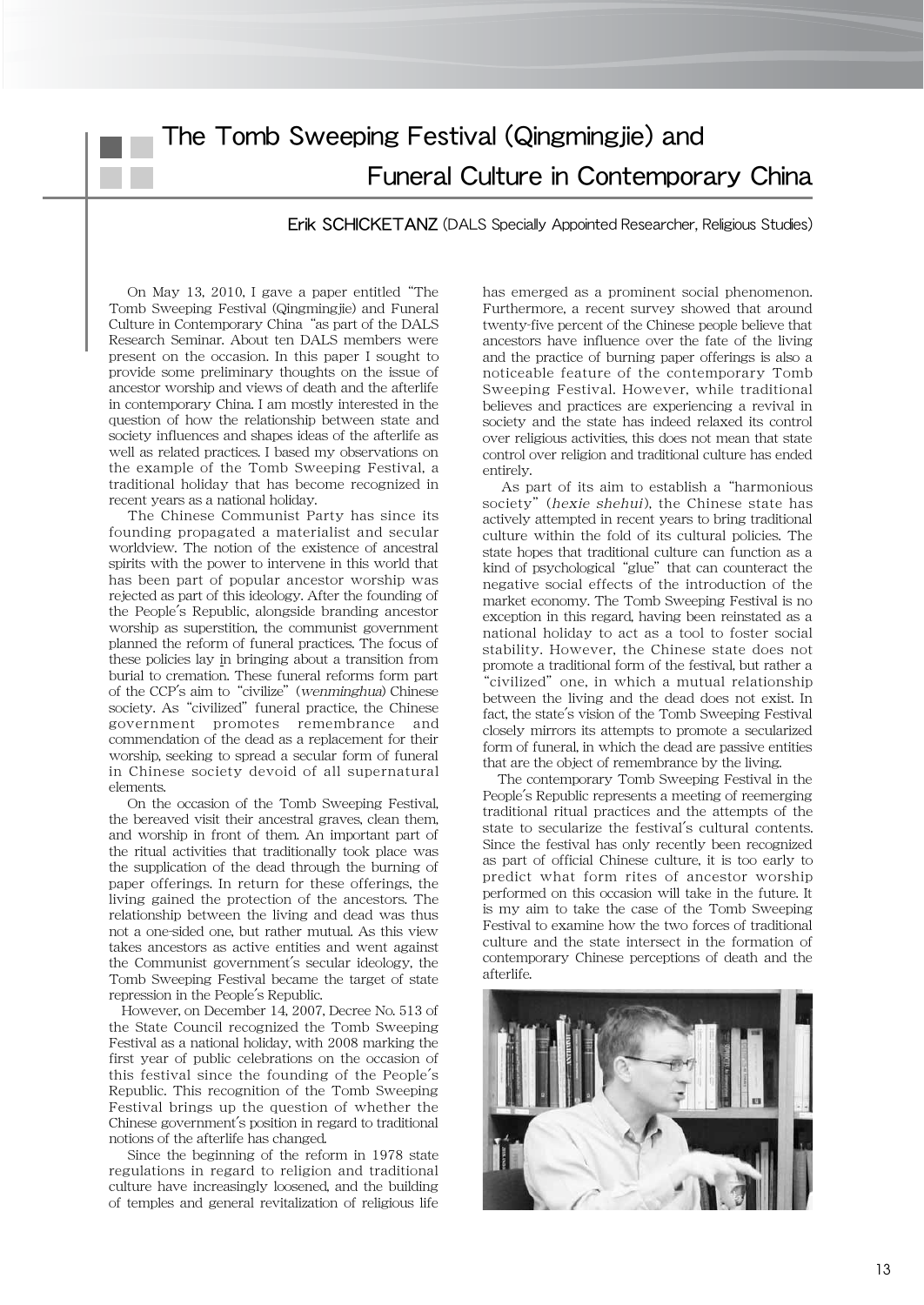# The Tomb Sweeping Festival (Qingmingjie) and Funeral Culture in Contemporary China

**Erik SCHICKETANZ** (DALS Specially Appointed Researcher, Religious Studies)

On May 13, 2010, I gave a paper entitled "The Tomb Sweeping Festival (Qingmingjie) and Funeral Culture in Contemporary China "as part of the DALS Research Seminar. About ten DALS members were present on the occasion. In this paper I sought to provide some preliminary thoughts on the issue of ancestor worship and views of death and the afterlife in contemporary China. I am mostly interested in the question of how the relationship between state and society influences and shapes ideas of the afterlife as well as related practices. I based my observations on the example of the Tomb Sweeping Festival, a traditional holiday that has become recognized in recent years as a national holiday.

The Chinese Communist Party has since its founding propagated a materialist and secular worldview. The notion of the existence of ancestral spirits with the power to intervene in this world that has been part of popular ancestor worship was rejected as part of this ideology. After the founding of the People's Republic, alongside branding ancestor worship as superstition, the communist government planned the reform of funeral practices. The focus of these policies lay in bringing about a transition from burial to cremation. These funeral reforms form part of the CCP's aim to "civilize" (*wenminghua*) Chinese society. As "civilized" funeral practice, the Chinese government promotes remembrance and commendation of the dead as a replacement for their worship, seeking to spread a secular form of funeral in Chinese society devoid of all supernatural elements.

On the occasion of the Tomb Sweeping Festival, the bereaved visit their ancestral graves, clean them, and worship in front of them. An important part of the ritual activities that traditionally took place was the supplication of the dead through the burning of paper offerings. In return for these offerings, the living gained the protection of the ancestors. The relationship between the living and dead was thus not a one-sided one, but rather mutual. As this view takes ancestors as active entities and went against the Communist government's secular ideology, the Tomb Sweeping Festival became the target of state repression in the People's Republic.

However, on December 14, 2007, Decree No. 513 of the State Council recognized the Tomb Sweeping Festival as a national holiday, with 2008 marking the first year of public celebrations on the occasion of this festival since the founding of the People's Republic. This recognition of the Tomb Sweeping Festival brings up the question of whether the Chinese government's position in regard to traditional notions of the afterlife has changed.

Since the beginning of the reform in 1978 state regulations in regard to religion and traditional culture have increasingly loosened, and the building of temples and general revitalization of religious life has emerged as a prominent social phenomenon. Furthermore, a recent survey showed that around twenty-five percent of the Chinese people believe that ancestors have influence over the fate of the living and the practice of burning paper offerings is also a noticeable feature of the contemporary Tomb Sweeping Festival. However, while traditional believes and practices are experiencing a revival in society and the state has indeed relaxed its control over religious activities, this does not mean that state control over religion and traditional culture has ended entirely.

As part of its aim to establish a "harmonious society" (*hexie shehui*), the Chinese state has actively attempted in recent years to bring traditional culture within the fold of its cultural policies. The state hopes that traditional culture can function as a kind of psychological "glue" that can counteract the negative social effects of the introduction of the market economy. The Tomb Sweeping Festival is no exception in this regard, having been reinstated as a national holiday to act as a tool to foster social stability. However, the Chinese state does not promote a traditional form of the festival, but rather a "civilized" one, in which a mutual relationship between the living and the dead does not exist. In fact, the state's vision of the Tomb Sweeping Festival closely mirrors its attempts to promote a secularized form of funeral, in which the dead are passive entities that are the object of remembrance by the living.

The contemporary Tomb Sweeping Festival in the People's Republic represents a meeting of reemerging traditional ritual practices and the attempts of the state to secularize the festival's cultural contents. Since the festival has only recently been recognized as part of official Chinese culture, it is too early to predict what form rites of ancestor worship performed on this occasion will take in the future. It is my aim to take the case of the Tomb Sweeping Festival to examine how the two forces of traditional culture and the state intersect in the formation of contemporary Chinese perceptions of death and the afterlife.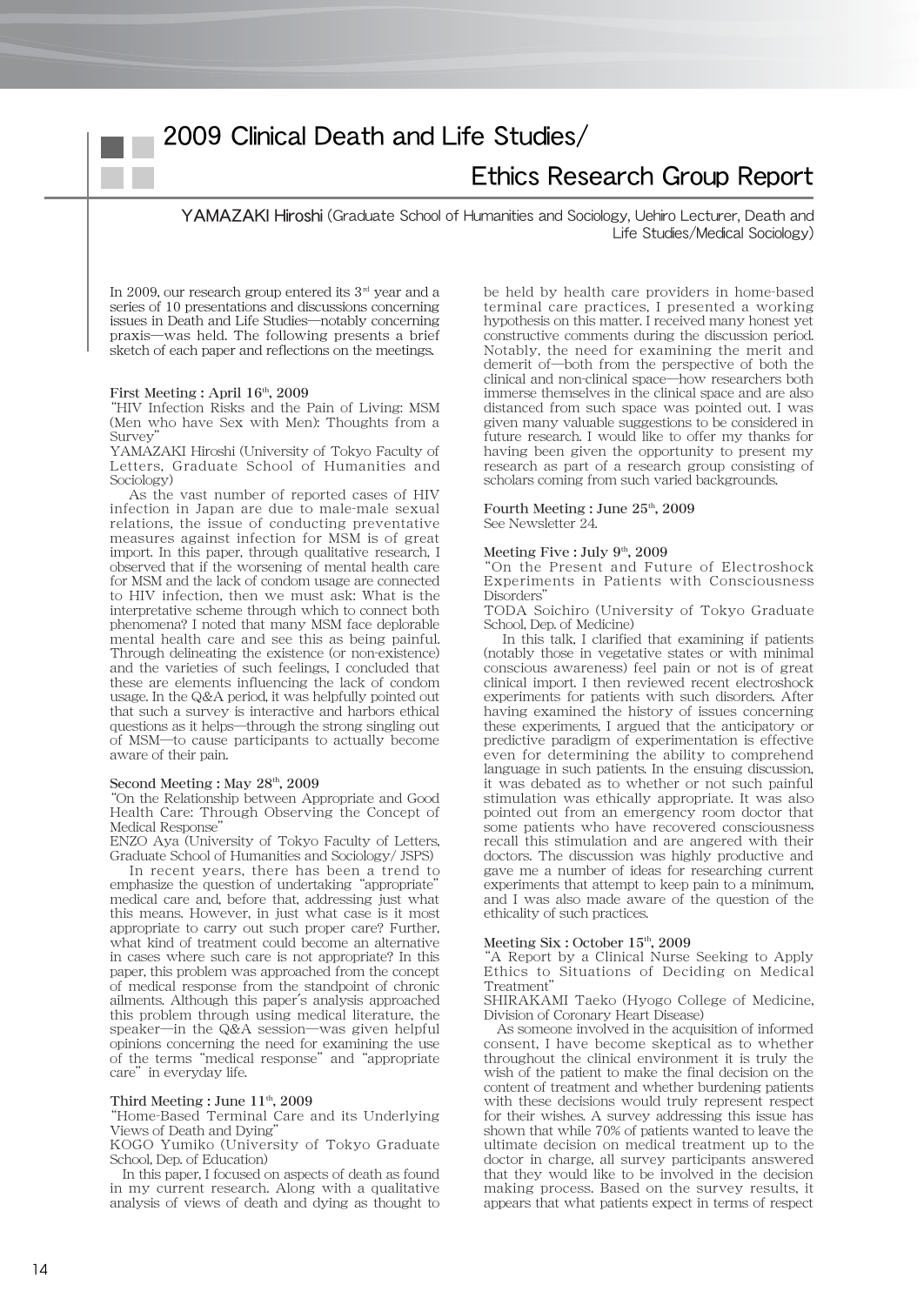# 2009 Clinical Death and Life Studies/ Ethics Research Group Report

**YAMAZAKI Hiroshi** (Graduate School of Humanities and Sociology, Uehiro Lecturer, Death and Life Studies/Medical Sociology)

In 2009, our research group entered its 3rd year and a series of 10 presentations and discussions concerning issues in Death and Life Studies—notably concerning praxis—was held. The following presents a brief sketch of each paper and reflections on the meetings.

### First Meeting : April 16th, 2009

"HIV Infection Risks and the Pain of Living: MSM (Men who have Sex with Men): Thoughts from a Survey"

YAMAZAKI Hiroshi (University of Tokyo Faculty of Letters, Graduate School of Humanities and Sociology)

As the vast number of reported cases of HIV infection in Japan are due to male-male sexual relations, the issue of conducting preventative measures against infection for MSM is of great import. In this paper, through qualitative research, I observed that if the worsening of mental health care for MSM and the lack of condom usage are connected to HIV infection, then we must ask: What is the interpretative scheme through which to connect both phenomena? I noted that many MSM face deplorable mental health care and see this as being painful. Through delineating the existence (or non-existence) and the varieties of such feelings, I concluded that these are elements influencing the lack of condom usage. In the Q&A period, it was helpfully pointed out that such a survey is interactive and harbors ethical questions as it helps—through the strong singling out of MSM—to cause participants to actually become aware of their pain.

### Second Meeting : May 28th, 2009

"On the Relationship between Appropriate and Good Health Care: Through Observing the Concept of Medical Response"

ENZO Aya (University of Tokyo Faculty of Letters, Graduate School of Humanities and Sociology/ JSPS)

In recent years, there has been a trend to emphasize the question of undertaking "appropriate" medical care and, before that, addressing just what this means. However, in just what case is it most appropriate to carry out such proper care? Further, what kind of treatment could become an alternative in cases where such care is not appropriate? In this paper, this problem was approached from the concept of medical response from the standpoint of chronic ailments. Although this paper's analysis approached this problem through using medical literature, the speaker—in the Q&A session—was given helpful opinions concerning the need for examining the use of the terms "medical response" and "appropriate care" in everyday life.

### Third Meeting : June 11th, 2009

"Home-Based Terminal Care and its Underlying Views of Death and Dying"

KOGO Yumiko (University of Tokyo Graduate School, Dep. of Education)

In this paper, I focused on aspects of death as found in my current research. Along with a qualitative analysis of views of death and dying as thought to be held by health care providers in home-based terminal care practices, I presented a working hypothesis on this matter. I received many honest yet constructive comments during the discussion period. Notably, the need for examining the merit and demerit of—both from the perspective of both the clinical and non-clinical space—how researchers both immerse themselves in the clinical space and are also distanced from such space was pointed out. I was given many valuable suggestions to be considered in future research. I would like to offer my thanks for having been given the opportunity to present my research as part of a research group consisting of scholars coming from such varied backgrounds.

### Fourth Meeting : June 25th, 2009

See Newsletter 24.

### Meeting Five : July 9th, 2009

"On the Present and Future of Electroshock Experiments in Patients with Consciousness Disorders"

TODA Soichiro (University of Tokyo Graduate School, Dep. of Medicine)

In this talk, I clarified that examining if patients (notably those in vegetative states or with minimal conscious awareness) feel pain or not is of great clinical import. I then reviewed recent electroshock experiments for patients with such disorders. After having examined the history of issues concerning these experiments, I argued that the anticipatory or predictive paradigm of experimentation is effective even for determining the ability to comprehend language in such patients. In the ensuing discussion, it was debated as to whether or not such painful stimulation was ethically appropriate. It was also pointed out from an emergency room doctor that some patients who have recovered consciousness recall this stimulation and are angered with their doctors. The discussion was highly productive and gave me a number of ideas for researching current experiments that attempt to keep pain to a minimum, and I was also made aware of the question of the ethicality of such practices.

### Meeting Six : October 15th, 2009

"A Report by a Clinical Nurse Seeking to Apply Ethics to Situations of Deciding on Medical Treatment"

SHIRAKAMI Taeko (Hyogo College of Medicine, Division of Coronary Heart Disease)

As someone involved in the acquisition of informed consent, I have become skeptical as to whether throughout the clinical environment it is truly the wish of the patient to make the final decision on the content of treatment and whether burdening patients with these decisions would truly represent respect for their wishes. A survey addressing this issue has shown that while 70% of patients wanted to leave the ultimate decision on medical treatment up to the doctor in charge, all survey participants answered that they would like to be involved in the decision making process. Based on the survey results, it appears that what patients expect in terms of respect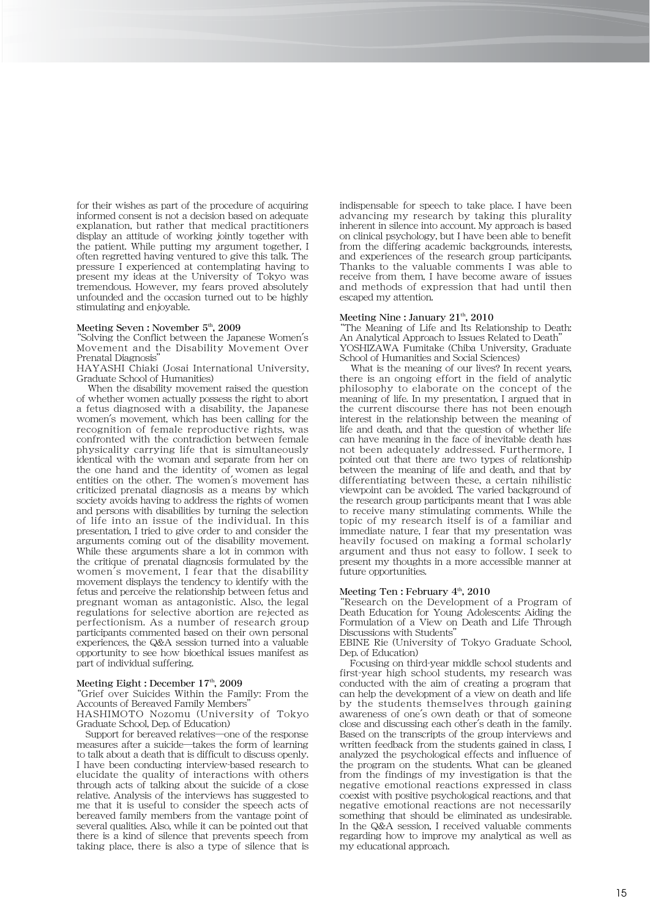for their wishes as part of the procedure of acquiring informed consent is not a decision based on adequate explanation, but rather that medical practitioners display an attitude of working jointly together with the patient. While putting my argument together, I often regretted having ventured to give this talk. The pressure I experienced at contemplating having to present my ideas at the University of Tokyo was tremendous. However, my fears proved absolutely unfounded and the occasion turned out to be highly stimulating and enjoyable.

**Meeting Seven : November 5th, 2009**

"Solving the Conflict between the Japanese Women's Movement and the Disability Movement Over Prenatal Diagnosis"

HAYASHI Chiaki (Josai International University, Graduate School of Humanities)

When the disability movement raised the question of whether women actually possess the right to abort a fetus diagnosed with a disability, the Japanese women's movement, which has been calling for the recognition of female reproductive rights, was confronted with the contradiction between female physicality carrying life that is simultaneously identical with the woman and separate from her on the one hand and the identity of women as legal entities on the other. The women's movement has criticized prenatal diagnosis as a means by which society avoids having to address the rights of women and persons with disabilities by turning the selection of life into an issue of the individual. In this presentation, I tried to give order to and consider the arguments coming out of the disability movement. While these arguments share a lot in common with the critique of prenatal diagnosis formulated by the women's movement, I fear that the disability movement displays the tendency to identify with the fetus and perceive the relationship between fetus and pregnant woman as antagonistic. Also, the legal regulations for selective abortion are rejected as perfectionism. As a number of research group participants commented based on their own personal experiences, the Q&A session turned into a valuable opportunity to see how bioethical issues manifest as part of individual suffering.

**Meeting Eight : December 17th, 2009**

"Grief over Suicides Within the Family: From the Accounts of Bereaved Family Members"

HASHIMOTO Nozomu (University of Tokyo Graduate School, Dep. of Education)

Support for bereaved relatives—one of the response measures after a suicide—takes the form of learning to talk about a death that is difficult to discuss openly. I have been conducting interview-based research to elucidate the quality of interactions with others through acts of talking about the suicide of a close relative. Analysis of the interviews has suggested to me that it is useful to consider the speech acts of bereaved family members from the vantage point of several qualities. Also, while it can be pointed out that there is a kind of silence that prevents speech from taking place, there is also a type of silence that is indispensable for speech to take place. I have been advancing my research by taking this plurality inherent in silence into account. My approach is based on clinical psychology, but I have been able to benefit from the differing academic backgrounds, interests, and experiences of the research group participants. Thanks to the valuable comments I was able to receive from them, I have become aware of issues and methods of expression that had until then escaped my attention.

**Meeting Nine : January 21th, 2010**

"The Meaning of Life and Its Relationship to Death: An Analytical Approach to Issues Related to Death"

YOSHIZAWA Fumitake (Chiba University, Graduate School of Humanities and Social Sciences)

What is the meaning of our lives? In recent years, there is an ongoing effort in the field of analytic philosophy to elaborate on the concept of the meaning of life. In my presentation, I argued that in the current discourse there has not been enough interest in the relationship between the meaning of life and death, and that the question of whether life can have meaning in the face of inevitable death has not been adequately addressed. Furthermore, I pointed out that there are two types of relationship between the meaning of life and death, and that by differentiating between these, a certain nihilistic viewpoint can be avoided. The varied background of the research group participants meant that I was able to receive many stimulating comments. While the topic of my research itself is of a familiar and immediate nature, I fear that my presentation was heavily focused on making a formal scholarly argument and thus not easy to follow. I seek to present my thoughts in a more accessible manner at future opportunities.

**Meeting Ten : February 4th, 2010**

"Research on the Development of a Program of Death Education for Young Adolescents: Aiding the Formulation of a View on Death and Life Through Discussions with Students"

EBINE Rie (University of Tokyo Graduate School, Dep. of Education)

Focusing on third-year middle school students and first-year high school students, my research was conducted with the aim of creating a program that can help the development of a view on death and life by the students themselves through gaining awareness of one's own death or that of someone close and discussing each other's death in the family. Based on the transcripts of the group interviews and written feedback from the students gained in class, I analyzed the psychological effects and influence of the program on the students. What can be gleaned from the findings of my investigation is that the negative emotional reactions expressed in class coexist with positive psychological reactions, and that negative emotional reactions are not necessarily something that should be eliminated as undesirable. In the Q&A session, I received valuable comments regarding how to improve my analytical as well as my educational approach.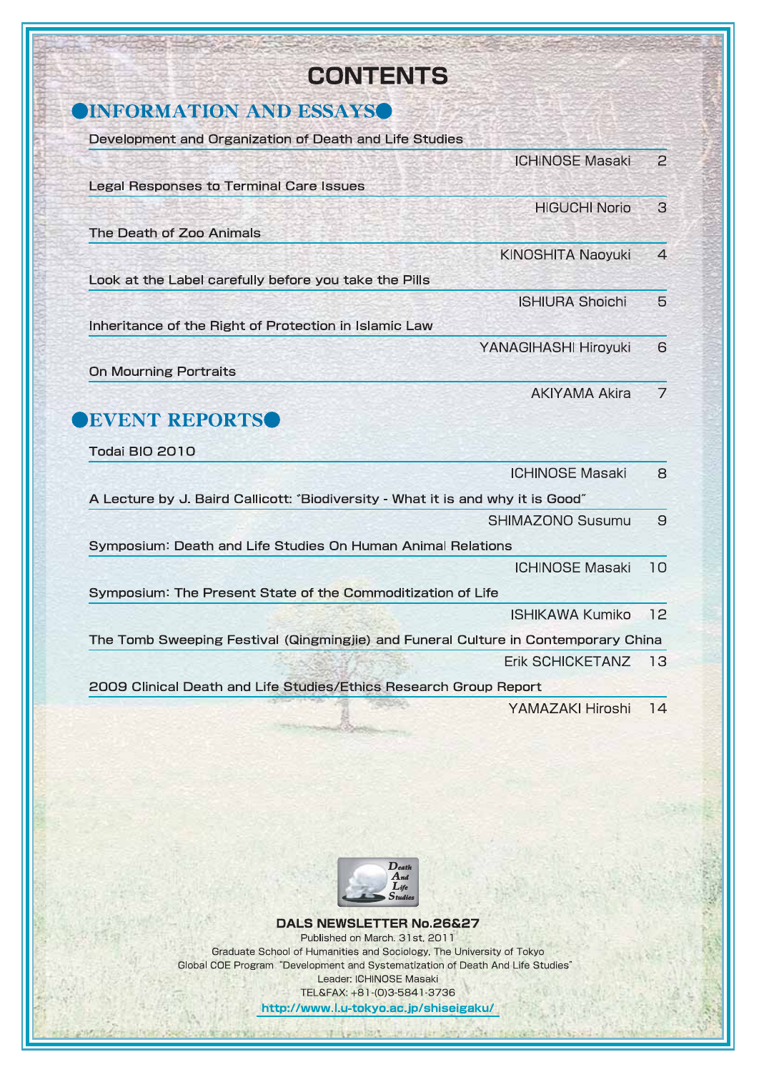# CONTENTS

## ●INFORMATION AND ESSAYS●

Development and Organization of Death and Life Studies
ICHINOSE Masaki 2

Legal Responses to Terminal Care Issues
HIGUCHI Norio 3

The Death of Zoo Animals
KINOSHITA Naoyuki 4

Look at the Label carefully before you take the Pills
ISHIURA Shoichi 5

Inheritance of the Right of Protection in Islamic Law
YANAGIHASHI Hiroyuki 6

On Mourning Portraits
AKIYAMA Akira 7

## ●EVENT REPORTS●

Todai BIO 2010
ICHINOSE Masaki 8

A Lecture by J. Baird Callicott: "Biodiversity - What it is and why it is Good"
SHIMAZONO Susumu 9

Symposium: Death and Life Studies On Human Animal Relations
ICHINOSE Masaki 10

Symposium: The Present State of the Commoditization of Life
ISHIKAWA Kumiko 12

The Tomb Sweeping Festival (Qingmingjie) and Funeral Culture in Contemporary China
Erik SCHICKETANZ 13

2009 Clinical Death and Life Studies/Ethics Research Group Report
YAMAZAKI Hiroshi 14

Death And Life Studies

**DALS NEWSLETTER No.26&27**
Published on March. 31st, 2011
Graduate School of Humanities and Sociology, The University of Tokyo
Global COE Program "Development and Systematization of Death And Life Studies"
Leader: ICHINOSE Masaki
TEL&FAX: +81-(0)3-5841-3736
http://www.l.u-tokyo.ac.jp/shiseigaku/